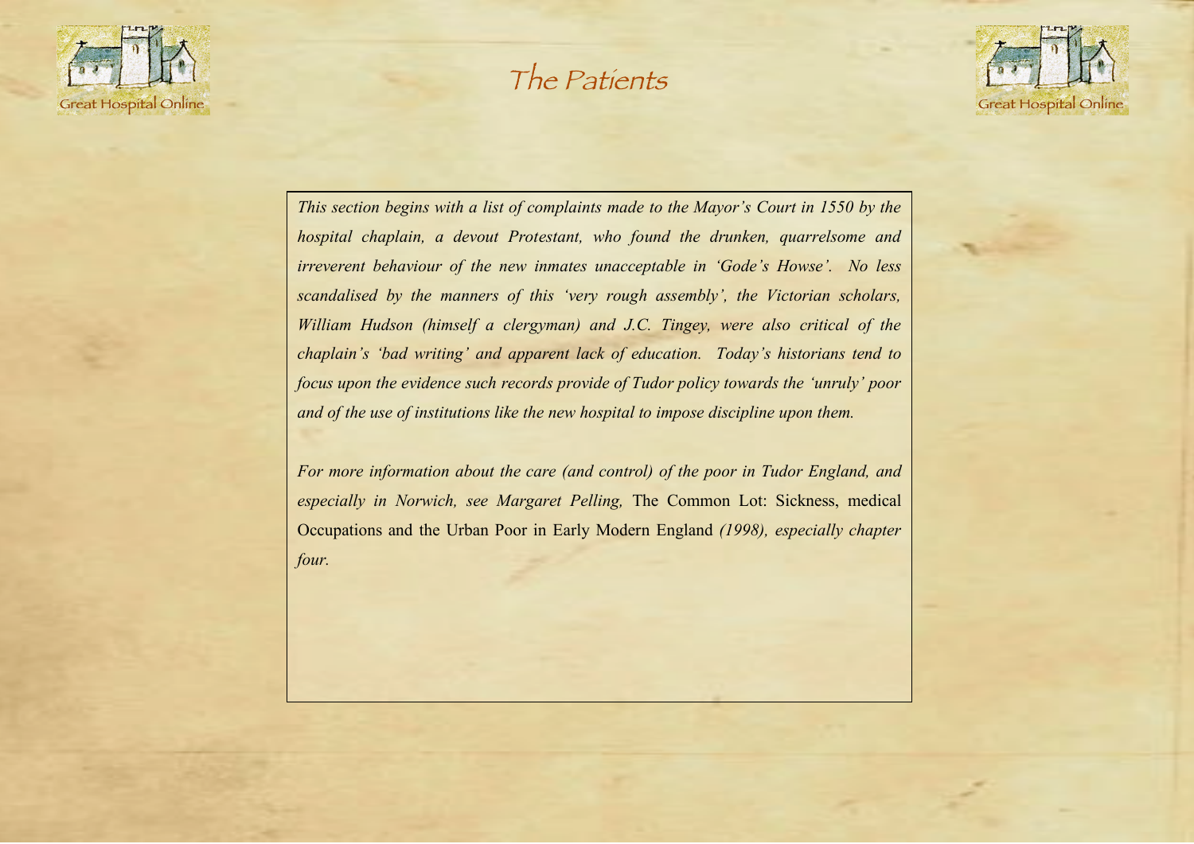# The Patients

*This section begins with a list of complaints made to the Mayor's Court in 1550 by the hospital chaplain, a devout Protestant, who found the drunken, quarrelsome and irreverent behaviour of the new inmates unacceptable in 'Gode's Howse'. No less scandalised by the manners of this 'very rough assembly', the Victorian scholars, William Hudson (himself a clergyman) and J.C. Tingey, were also critical of the chaplain's 'bad writing' and apparent lack of education. Today's historians tend to focus upon the evidence such records provide of Tudor policy towards the 'unruly' poor and of the use of institutions like the new hospital to impose discipline upon them.*

*For more information about the care (and control) of the poor in Tudor England, and especially in Norwich, see Margaret Pelling,* The Common Lot: Sickness, medical Occupations and the Urban Poor in Early Modern England *(1998), especially chapter four.*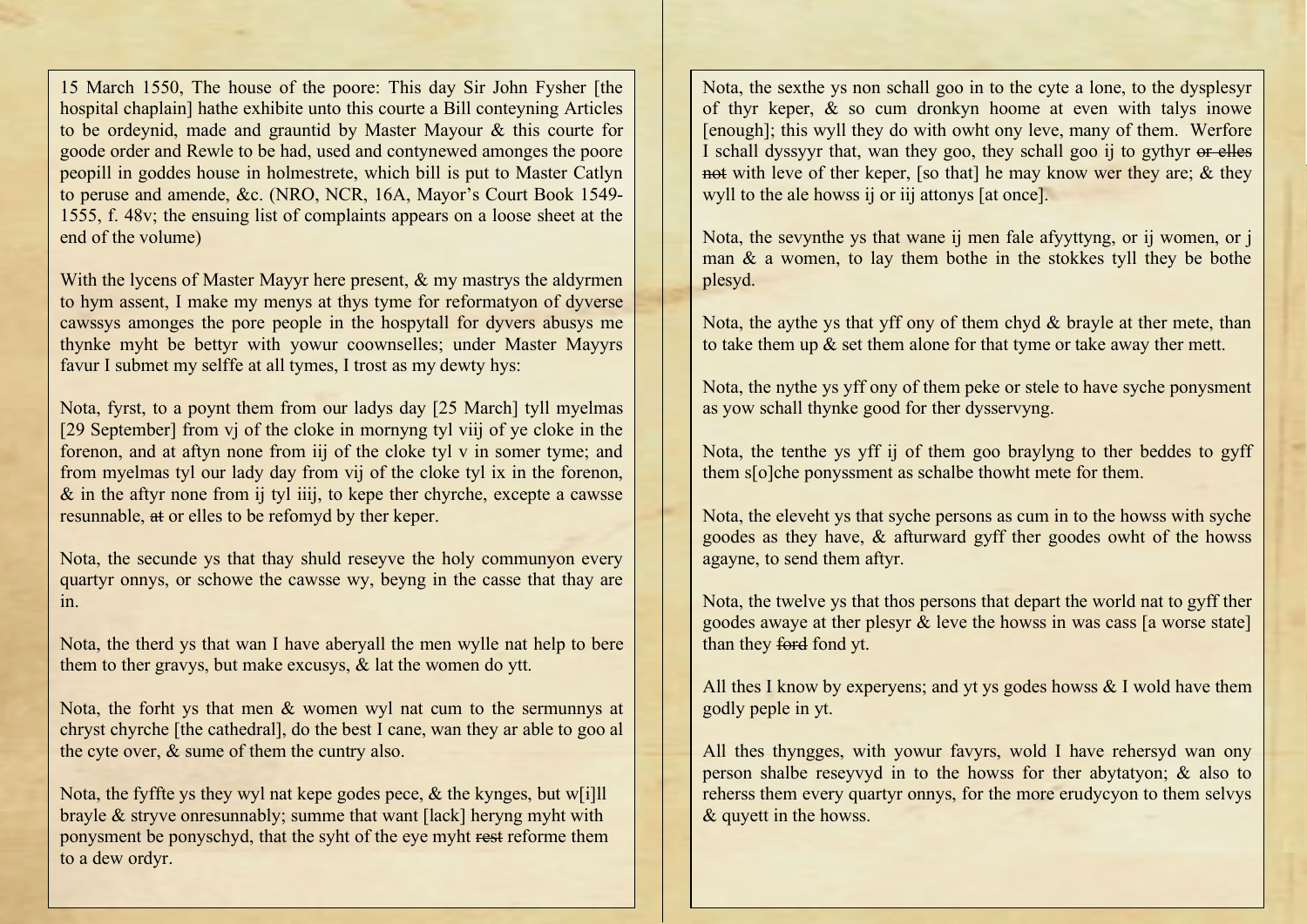15 March 1550, The house of the poore: This day Sir John Fysher [the hospital chaplain] hathe exhibite unto this courte a Bill conteyning Articles to be ordeynid, made and grauntid by Master Mayour & this courte for goode order and Rewle to be had, used and contynewed amonges the poore peopill in goddes house in holmestrete, which bill is put to Master Catlyn to peruse and amende, &c. (NRO, NCR, 16A, Mayor's Court Book 1549-1555, f. 48v; the ensuing list of complaints appears on a loose sheet at the end of the volume)

With the lycens of Master Mayyr here present, & my mastrys the aldyrmen to hym assent, I make my menys at thys tyme for reformatyon of dyverse cawssys amonges the pore people in the hospytall for dyvers abusys me thynke myht be bettyr with yowur coownselles; under Master Mayyrs favur I submet my selffe at all tymes, I trost as my dewty hys:

Nota, fyrst, to a poynt them from our ladys day [25 March] tyll myelmas [29 September] from vj of the cloke in mornyng tyl viij of ye cloke in the forenon, and at aftyn none from iij of the cloke tyl v in somer tyme; and from myelmas tyl our lady day from vij of the cloke tyl ix in the forenon, & in the aftyr none from ij tyl iiij, to kepe ther chyrche, excepte a cawsse resunnable, ~~at~~ or elles to be refomyd by ther keper.

Nota, the secunde ys that thay shuld reseyve the holy communyon every quartyr onnys, or schowe the cawsse wy, beyng in the casse that thay are in.

Nota, the therd ys that wan I have aberyall the men wylle nat help to bere them to ther gravys, but make excusys, & lat the women do ytt.

Nota, the forht ys that men & women wyl nat cum to the sermunnys at chryst chyrche [the cathedral], do the best I cane, wan they ar able to goo al the cyte over, & sume of them the cuntry also.

Nota, the fyffte ys they wyl nat kepe godes pece, & the kynges, but w[i]ll brayle & stryve onresunnably; summe that want [lack] heryng myht with ponysment be ponyschyd, that the syht of the eye myht ~~rest~~ reforme them to a dew ordyr.

Nota, the sexthe ys non schall goo in to the cyte a lone, to the dysplesyr of thyr keper, & so cum dronkyn hoome at even with talys inowe [enough]; this wyll they do with owht ony leve, many of them. Werfore I schall dyssyyr that, wan they goo, they schall goo ij to gythyr ~~or elles not~~ with leve of ther keper, [so that] he may know wer they are; & they wyll to the ale howss ij or iij attonys [at once].

Nota, the sevynthe ys that wane ij men fale afyyttyng, or ij women, or j man & a women, to lay them bothe in the stokkes tyll they be bothe plesyd.

Nota, the aythe ys that yff ony of them chyd & brayle at ther mete, than to take them up & set them alone for that tyme or take away ther mett.

Nota, the nythe ys yff ony of them peke or stele to have syche ponysment as yow schall thynke good for ther dysservyng.

Nota, the tenthe ys yff ij of them goo braylyng to ther beddes to gyff them s[o]che ponyssment as schalbe thowht mete for them.

Nota, the eleveht ys that syche persons as cum in to the howss with syche goodes as they have, & afturward gyff ther goodes owht of the howss agayne, to send them aftyr.

Nota, the twelve ys that thos persons that depart the world nat to gyff ther goodes awaye at ther plesyr & leve the howss in was cass [a worse state] than they ~~ford~~ fond yt.

All thes I know by experyens; and yt ys godes howss & I wold have them godly peple in yt.

All thes thyngges, with yowur favyrs, wold I have rehersyd wan ony person shalbe reseyvyd in to the howss for ther abytatyon; & also to reherss them every quartyr onnys, for the more erudycyon to them selvys & quyett in the howss.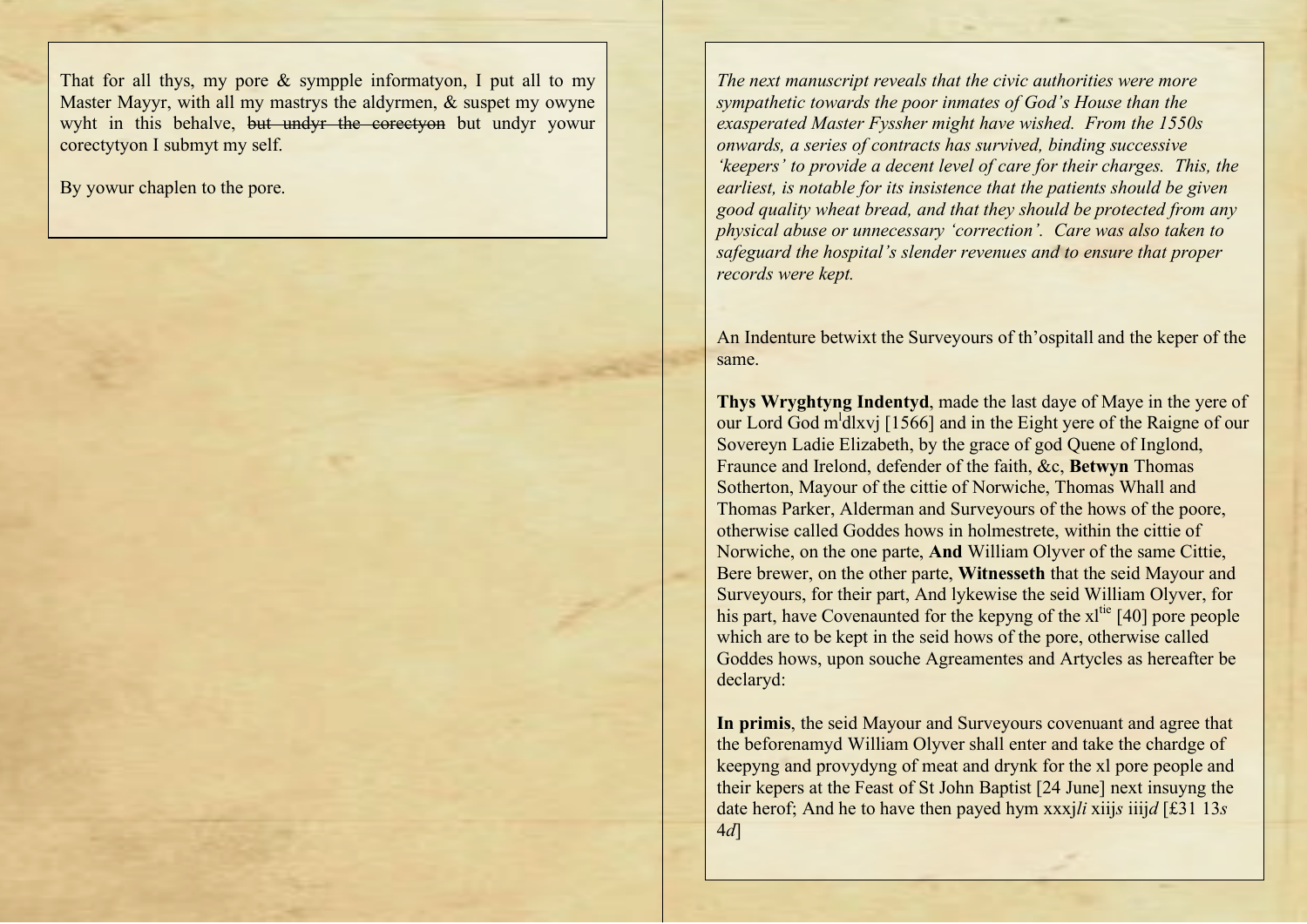That for all thys, my pore & sympple informatyon, I put all to my Master Mayyr, with all my mastrys the aldyrmen, & suspet my owyne wyht in this behalve, ~~but undyr the corectyon~~ but undyr yowur corectytyon I submyt my self.

By yowur chaplen to the pore.

*The next manuscript reveals that the civic authorities were more sympathetic towards the poor inmates of God's House than the exasperated Master Fyssher might have wished. From the 1550s onwards, a series of contracts has survived, binding successive 'keepers' to provide a decent level of care for their charges. This, the earliest, is notable for its insistence that the patients should be given good quality wheat bread, and that they should be protected from any physical abuse or unnecessary 'correction'. Care was also taken to safeguard the hospital's slender revenues and to ensure that proper records were kept.*

An Indenture betwixt the Surveyours of th'ospitall and the keper of the same.

**Thys Wryghtyng Indentyd**, made the last daye of Maye in the yere of our Lord God m^l^dlxvj [1566] and in the Eight yere of the Raigne of our Sovereyn Ladie Elizabeth, by the grace of god Quene of Inglond, Fraunce and Ireland, defender of the faith, &c, **Betwyn** Thomas Sotherton, Mayour of the cittie of Norwiche, Thomas Whall and Thomas Parker, Alderman and Surveyours of the hows of the poore, otherwise called Goddes hows in holmestrete, within the cittie of Norwiche, on the one parte, **And** William Olyver of the same Cittie, Bere brewer, on the other parte, **Witnesseth** that the seid Mayour and Surveyours, for their part, And lykewise the seid William Olyver, for his part, have Covenaunted for the kepyng of the xl^tie^ [40] pore people which are to be kept in the seid hows of the pore, otherwise called Goddes hows, upon souche Agreamentes and Artycles as hereafter be declaryd:

**In primis**, the seid Mayour and Surveyours covenuant and agree that the beforenamyd William Olyver shall enter and take the chardge of keepyng and provydyng of meat and drynk for the xl pore people and their kepers at the Feast of St John Baptist [24 June] next insuyng the date herof; And he to have then payed hym xxxj*li* xiij*s* iiij*d* [£31 13*s* 4*d*]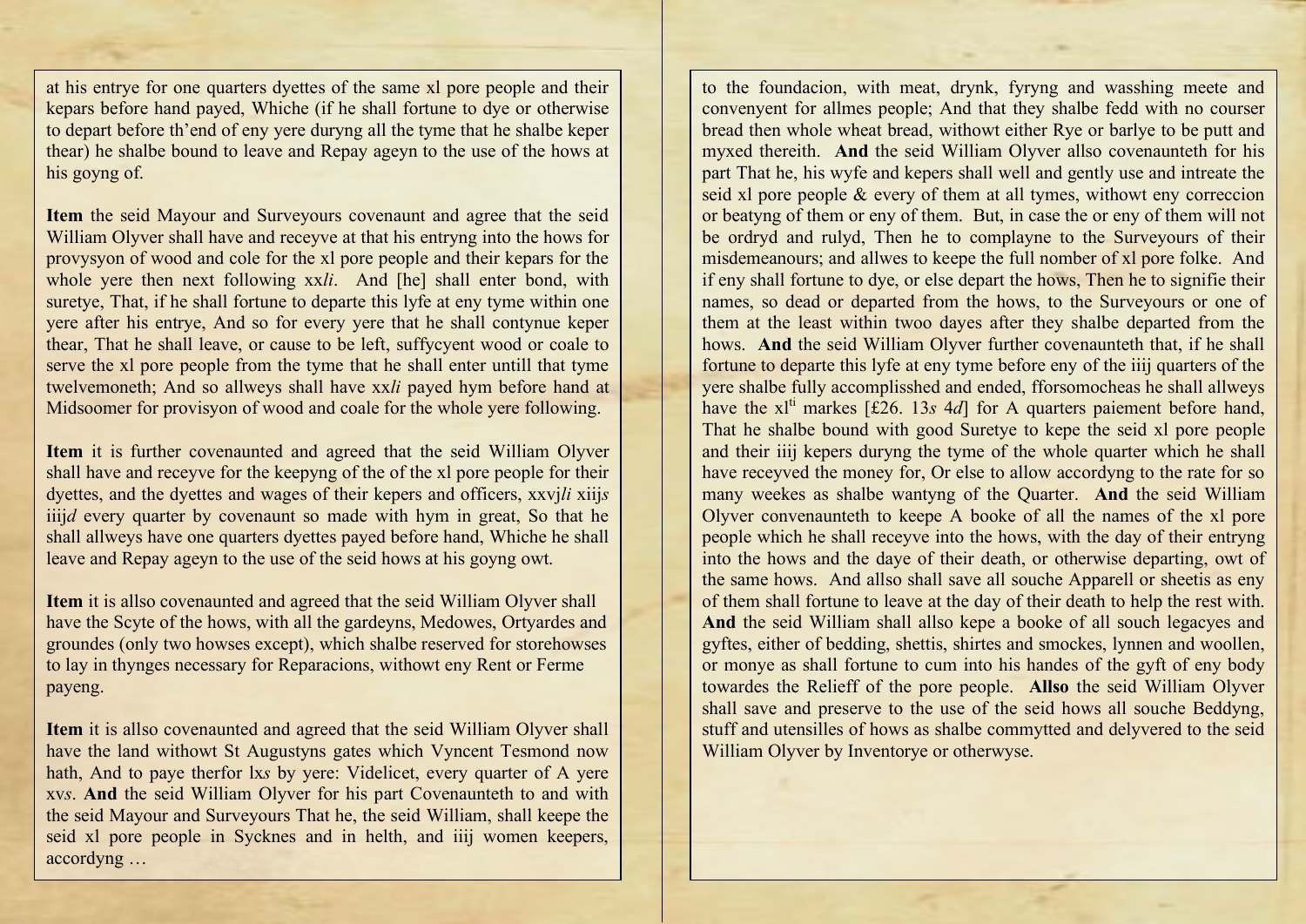at his entrye for one quarters dyettes of the same xl pore people and their kepars before hand payed, Whiche (if he shall fortune to dye or otherwise to depart before th'end of eny yere duryng all the tyme that he shalbe keper thear) he shalbe bound to leave and Repay ageyn to the use of the hows at his goyng of.

**Item** the seid Mayour and Surveyours covenaunt and agree that the seid William Olyver shall have and receyve at that his entryng into the hows for provysyon of wood and cole for the xl pore people and their kepars for the whole yere then next following xx*li*. And [he] shall enter bond, with suretye, That, if he shall fortune to departe this lyfe at eny tyme within one yere after his entrye, And so for every yere that he shall contynue keper thear, That he shall leave, or cause to be left, suffycyent wood or coale to serve the xl pore people from the tyme that he shall enter untill that tyme twelvemoneth; And so allweys shall have xx*li* payed hym before hand at Midsoomer for provisyon of wood and coale for the whole yere following.

**Item** it is further covenaunted and agreed that the seid William Olyver shall have and receyve for the keepyng of the of the xl pore people for their dyettes, and the dyettes and wages of their kepers and officers, xxvj*li* xiij*s* iiij*d* every quarter by covenaunt so made with hym in great, So that he shall allweys have one quarters dyettes payed before hand, Whiche he shall leave and Repay ageyn to the use of the seid hows at his goyng owt.

**Item** it is allso covenaunted and agreed that the seid William Olyver shall have the Scyte of the hows, with all the gardeyns, Medowes, Ortyardes and groundes (only two howses except), which shalbe reserved for storehowses to lay in thynges necessary for Reparacions, withowt eny Rent or Ferme payeng.

**Item** it is allso covenaunted and agreed that the seid William Olyver shall have the land withowt St Augustyns gates which Vyncent Tesmond now hath, And to paye therfor lx*s* by yere: Videlicet, every quarter of A yere xv*s*. **And** the seid William Olyver for his part Covenaunteth to and with the seid Mayour and Surveyours That he, the seid William, shall keepe the seid xl pore people in Sycknes and in helth, and iiij women keepers, accordyng … to the foundacion, with meat, drynk, fyryng and wasshing meete and convenyent for allmes people; And that they shalbe fedd with no courser bread then whole wheat bread, withowt either Rye or barlye to be putt and myxed thereith. **And** the seid William Olyver allso covenaunteth for his part That he, his wyfe and kepers shall well and gently use and intreate the seid xl pore people & every of them at all tymes, withowt eny correccion or beatyng of them or eny of them. But, in case the or eny of them will not be ordryd and rulyd, Then he to complayne to the Surveyours of their misdemeanours; and allwes to keepe the full nomber of xl pore folke. And if eny shall fortune to dye, or else depart the hows, Then he to signifie their names, so dead or departed from the hows, to the Surveyours or one of them at the least within twoo dayes after they shalbe departed from the hows. **And** the seid William Olyver further covenaunteth that, if he shall fortune to departe this lyfe at eny tyme before eny of the iiij quarters of the yere shalbe fully accomplisshed and ended, fforsomocheas he shall allweys have the xl[ti] markes [£26. 13*s* 4*d*] for A quarters paiement before hand, That he shalbe bound with good Suretye to kepe the seid xl pore people and their iiij kepers duryng the tyme of the whole quarter which he shall have receyved the money for, Or else to allow accordyng to the rate for so many weekes as shalbe wantyng of the Quarter. **And** the seid William Olyver convenaunteth to keepe A booke of all the names of the xl pore people which he shall receyve into the hows, with the day of their entryng into the hows and the daye of their death, or otherwise departing, owt of the same hows. And allso shall save all souche Apparell or sheetis as eny of them shall fortune to leave at the day of their death to help the rest with. **And** the seid William shall also kepe a booke of all souch legacyes and gyftes, either of bedding, shettis, shirtes and smockes, lynnen and woollen, or monye as shall fortune to cum into his handes of the gyft of eny body towardes the Relieff of the pore people. **Allso** the seid William Olyver shall save and preserve to the use of the seid hows all souche Beddyng, stuff and utensilles of hows as shalbe commytted and delyvered to the seid William Olyver by Inventorye or otherwyse.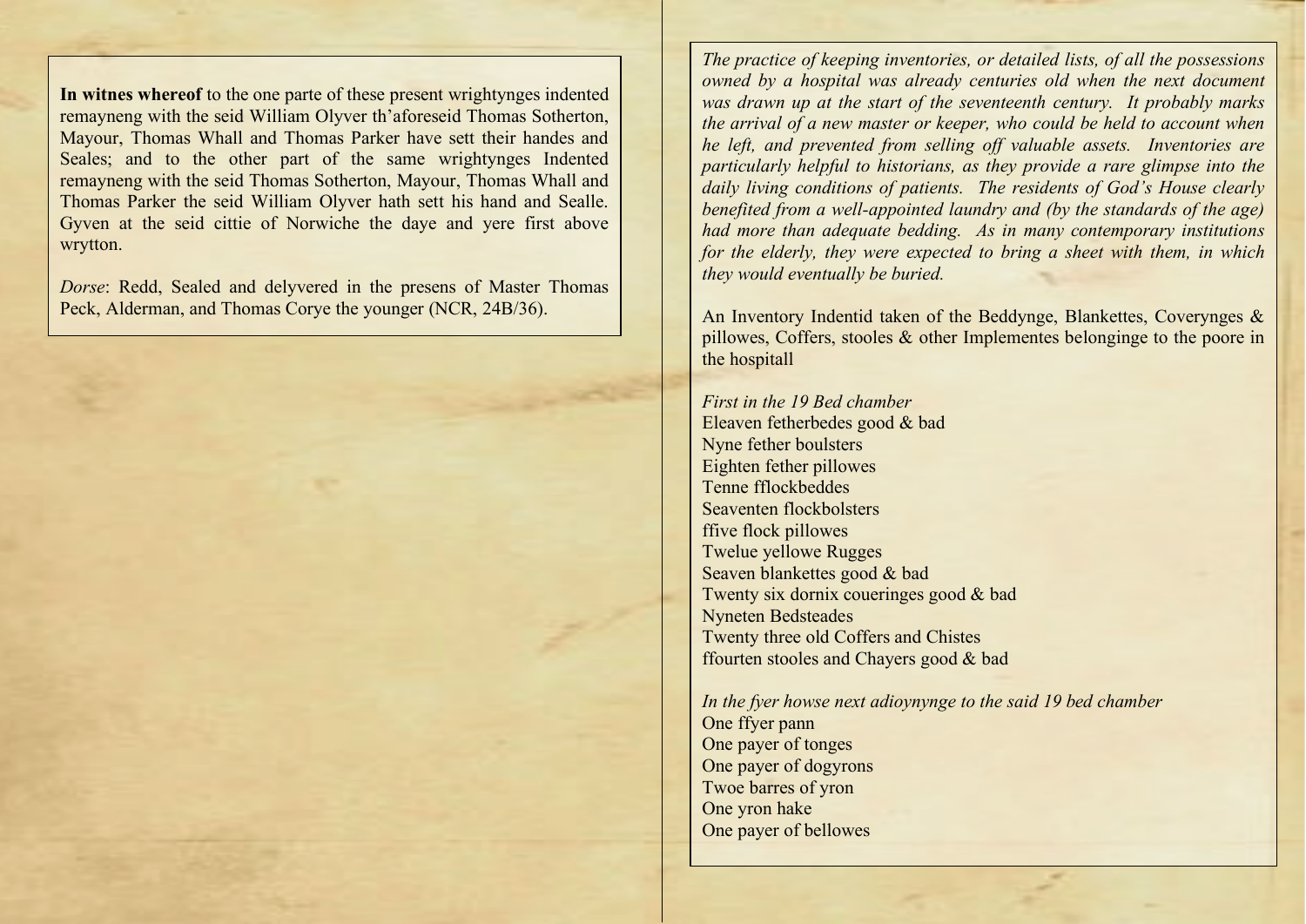**In witnes whereof** to the one parte of these present wrightynges indented remayneng with the seid William Olyver th'aforeseid Thomas Sotherton, Mayour, Thomas Whall and Thomas Parker have sett their handes and Seales; and to the other part of the same wrightynges Indented remayneng with the seid Thomas Sotherton, Mayour, Thomas Whall and Thomas Parker the seid William Olyver hath sett his hand and Sealle. Gyven at the seid cittie of Norwiche the daye and yere first above wrytton.

*Dorse*: Redd, Sealed and delyvered in the presens of Master Thomas Peck, Alderman, and Thomas Corye the younger (NCR, 24B/36).

*The practice of keeping inventories, or detailed lists, of all the possessions owned by a hospital was already centuries old when the next document was drawn up at the start of the seventeenth century. It probably marks the arrival of a new master or keeper, who could be held to account when he left, and prevented from selling off valuable assets. Inventories are particularly helpful to historians, as they provide a rare glimpse into the daily living conditions of patients. The residents of God's House clearly benefited from a well-appointed laundry and (by the standards of the age) had more than adequate bedding. As in many contemporary institutions for the elderly, they were expected to bring a sheet with them, in which they would eventually be buried.*

An Inventory Indentid taken of the Beddynge, Blankettes, Coverynges & pillowes, Coffers, stooles & other Implementes belonginge to the poore in the hospitall

*First in the 19 Bed chamber*  
Eleaven fetherbedes good & bad  
Nyne fether boulsters  
Eighten fether pillowes  
Tenne fflockbeddes  
Seaventen flockbolsters  
ffive flock pillowes  
Twelue yellowe Rugges  
Seaven blankettes good & bad  
Twenty six dornix coueringes good & bad  
Nyneten Bedsteades  
Twenty three old Coffers and Chistes  
ffourten stooles and Chayers good & bad

*In the fyer howse next adioynynge to the said 19 bed chamber*  
One ffyer pann  
One payer of tonges  
One payer of dogyrons  
Twoe barres of yron  
One yron hake  
One payer of bellowes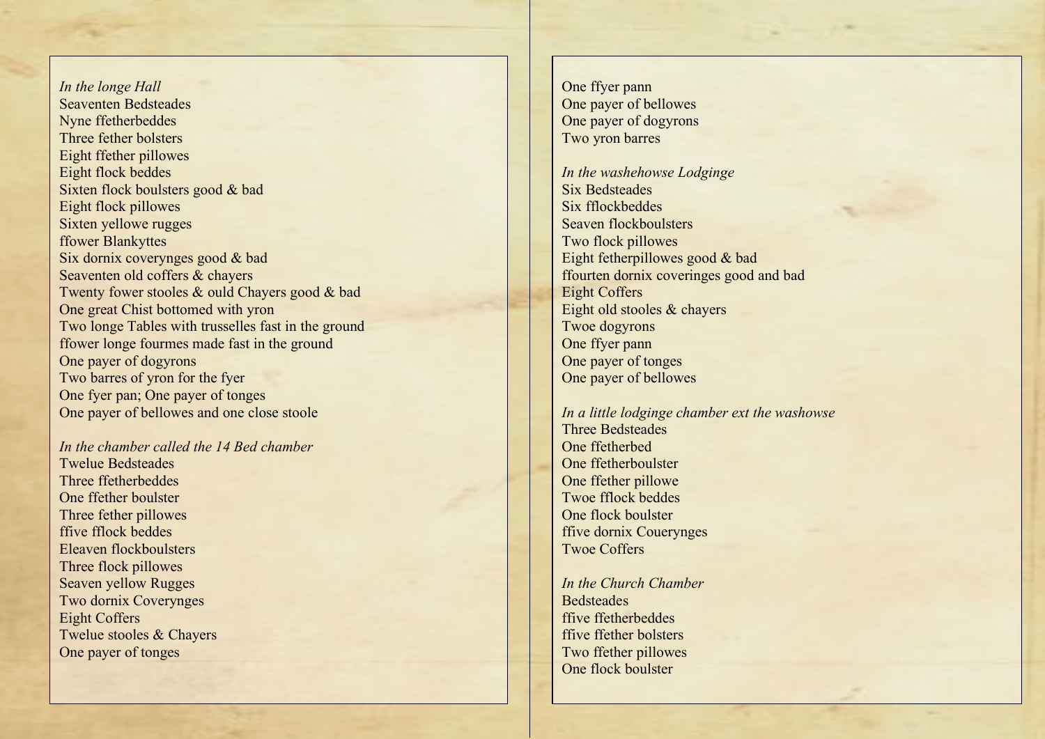*In the longe Hall*
Seaventen Bedsteades
Nyne ffetherbeddes
Three fether bolsters
Eight ffether pillowes
Eight flock beddes
Sixten flock boulsters good & bad
Eight flock pillowes
Sixten yellowe rugges
ffower Blankyttes
Six dornix coverynges good & bad
Seaventen old coffers & chayers
Twenty fower stooles & ould Chayers good & bad
One great Chist bottomed with yron
Two longe Tables with trusselles fast in the ground
ffower longe fourmes made fast in the ground
One payer of dogyrons
Two barres of yron for the fyer
One fyer pan; One payer of tonges
One payer of bellowes and one close stoole

*In the chamber called the 14 Bed chamber*
Twelue Bedsteades
Three ffetherbeddes
One ffether boulster
Three fether pillowes
ffive fflock beddes
Eleaven flockboulsters
Three flock pillowes
Seaven yellow Rugges
Two dornix Coverynges
Eight Coffers
Twelue stooles & Chayers
One payer of tonges
One ffyer pann
One payer of bellowes
One payer of dogyrons
Two yron barres

*In the washehowse Lodginge*
Six Bedsteades
Six fflockbeddes
Seaven flockboulsters
Two flock pillowes
Eight fetherpillowes good & bad
ffourten dornix coveringes good and bad
Eight Coffers
Eight old stooles & chayers
Twoe dogyrons
One ffyer pann
One payer of tonges
One payer of bellowes

*In a little lodginge chamber ext the washowse*
Three Bedsteades
One ffetherbed
One ffetherboulster
One ffether pillowe
Twoe fflock beddes
One flock boulster
ffive dornix Couerynges
Twoe Coffers

*In the Church Chamber*
Bedsteades
ffive ffetherbeddes
ffive ffether bolsters
Two ffether pillowes
One flock boulster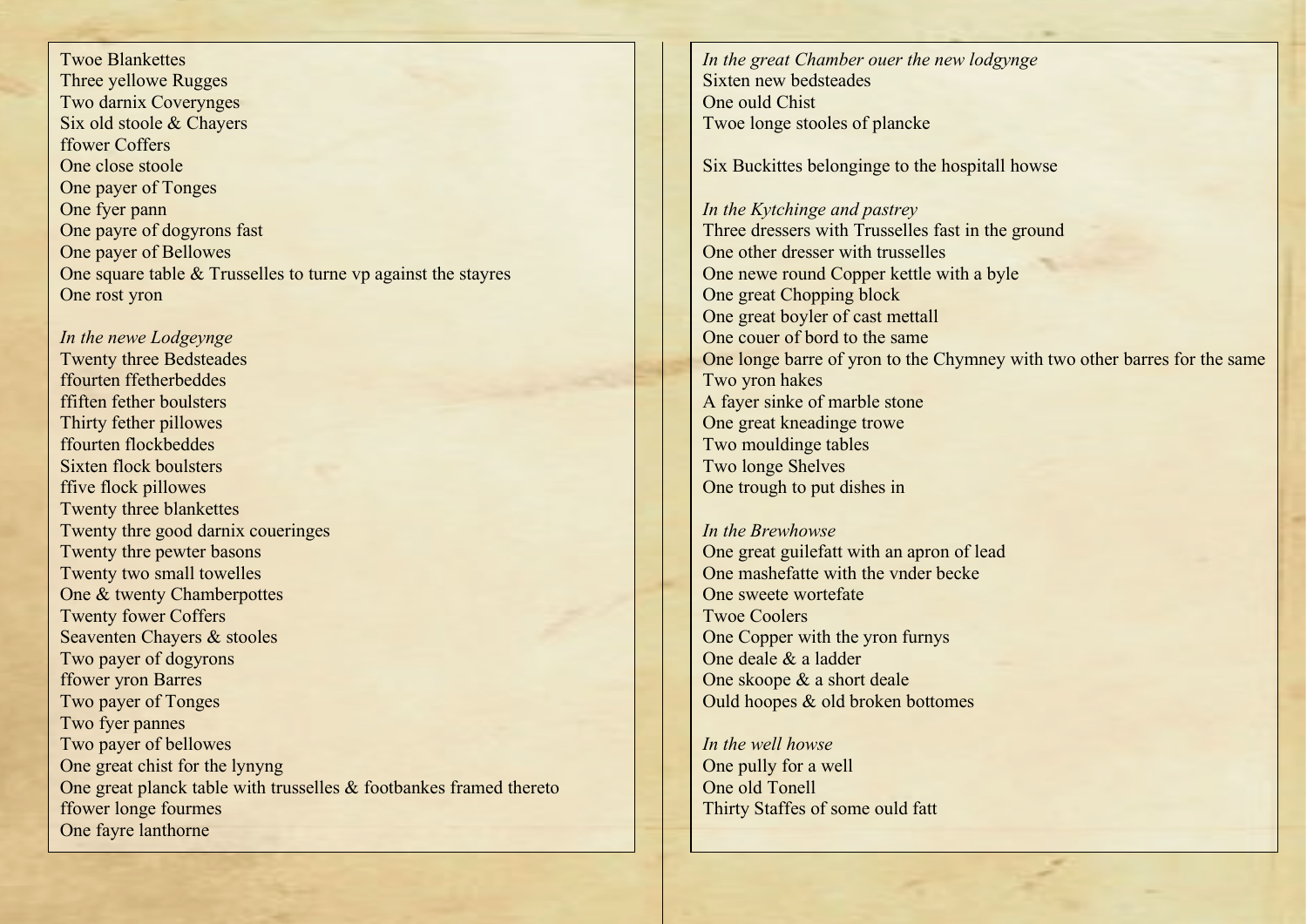Twoe Blankettes
Three yellowe Rugges
Two darnix Coverynges
Six old stoole & Chayers
ffower Coffers
One close stoole
One payer of Tonges
One fyer pann
One payre of dogyrons fast
One payer of Bellowes
One square table & Trusselles to turne vp against the stayres
One rost yron

*In the newe Lodgeynge*
Twenty three Bedsteades
ffourten ffetherbeddes
ffiften fether boulsters
Thirty fether pillowes
ffourten flockbeddes
Sixten flock boulsters
ffive flock pillowes
Twenty three blankettes
Twenty thre good darnix coueringes
Twenty thre pewter basons
Twenty two small towelles
One & twenty Chamberpottes
Twenty fower Coffers
Seaventen Chayers & stooles
Two payer of dogyrons
ffower yron Barres
Two payer of Tonges
Two fyer pannes
Two payer of bellowes
One great chist for the lynyng
One great planck table with trusselles & footbankes framed thereto
ffower longe fourmes
One fayre lanthorne

*In the great Chamber ouer the new lodgynge*
Sixten new bedsteades
One ould Chist
Twoe longe stooles of plancke

Six Buckittes belonginge to the hospitall howse

*In the Kytchinge and pastrey*
Three dressers with Trusselles fast in the ground
One other dresser with trusselles
One newe round Copper kettle with a byle
One great Chopping block
One great boyler of cast mettall
One couer of bord to the same
One longe barre of yron to the Chymney with two other barres for the same
Two yron hakes
A fayer sinke of marble stone
One great kneadinge trowe
Two mouldinge tables
Two longe Shelves
One trough to put dishes in

*In the Brewhowse*
One great guilefatt with an apron of lead
One mashefatte with the vnder becke
One sweete wortefate
Twoe Coolers
One Copper with the yron furnys
One deale & a ladder
One skoope & a short deale
Ould hoopes & old broken bottomes

*In the well howse*
One pully for a well
One old Tonell
Thirty Staffes of some ould fatt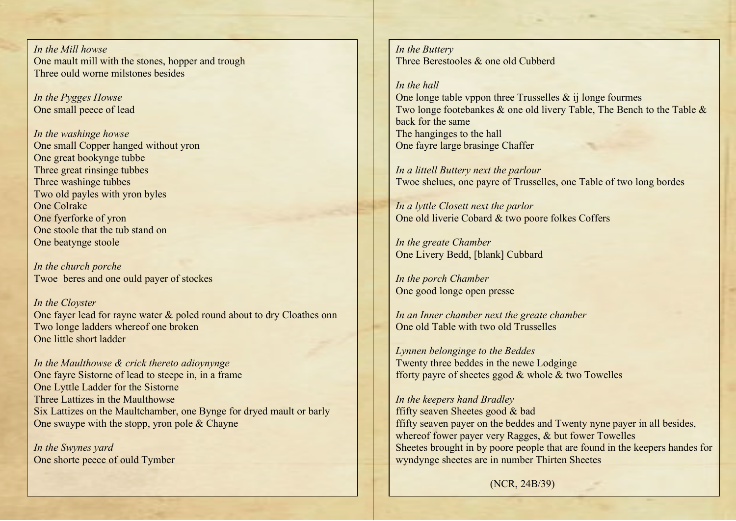*In the Mill howse*
One mault mill with the stones, hopper and trough
Three ould worne milstones besides

*In the Pygges Howse*
One small peece of lead

*In the washinge howse*
One small Copper hanged without yron
One great bookynge tubbe
Three great rinsinge tubbes
Three washinge tubbes
Two old payles with yron byles
One Colrake
One fyerforke of yron
One stoole that the tub stand on
One beatynge stoole

*In the church porche*
Twoe beres and one ould payer of stockes

*In the Cloyster*
One fayer lead for rayne water & poled round about to dry Cloathes onn
Two longe ladders whereof one broken
One little short ladder

*In the Maulthowse & crick thereto adioynynge*
One fayre Sistorne of lead to steepe in, in a frame
One Lyttle Ladder for the Sistorne
Three Lattizes in the Maulthowse
Six Lattizes on the Maultchamber, one Bynge for dryed mault or barly
One swaype with the stopp, yron pole & Chayne

*In the Swynes yard*
One shorte peece of ould Tymber

*In the Buttery*
Three Berestooles & one old Cubberd

*In the hall*
One longe table vppon three Trusselles & ij longe fourmes
Two longe footebankes & one old livery Table, The Bench to the Table & back for the same
The hanginges to the hall
One fayre large brasinge Chaffer

*In a littell Buttery next the parlour*
Twoe shelues, one payre of Trusselles, one Table of two long bordes

*In a lyttle Closett next the parlor*
One old liverie Cobard & two poore folkes Coffers

*In the greate Chamber*
One Livery Bedd, [blank] Cubbard

*In the porch Chamber*
One good longe open presse

*In an Inner chamber next the greate chamber*
One old Table with two old Trusselles

*Lynnen belonginge to the Beddes*
Twenty three beddes in the newe Lodginge
fforty payre of sheetes ggod & whole & two Towelles

*In the keepers hand Bradley*
ffifty seaven Sheetes good & bad
ffifty seaven payer on the beddes and Twenty nyne payer in all besides, whereof fower payer very Ragges, & but fower Towelles
Sheetes brought in by poore people that are found in the keepers handes for wyndynge sheetes are in number Thirten Sheetes

(NCR, 24B/39)